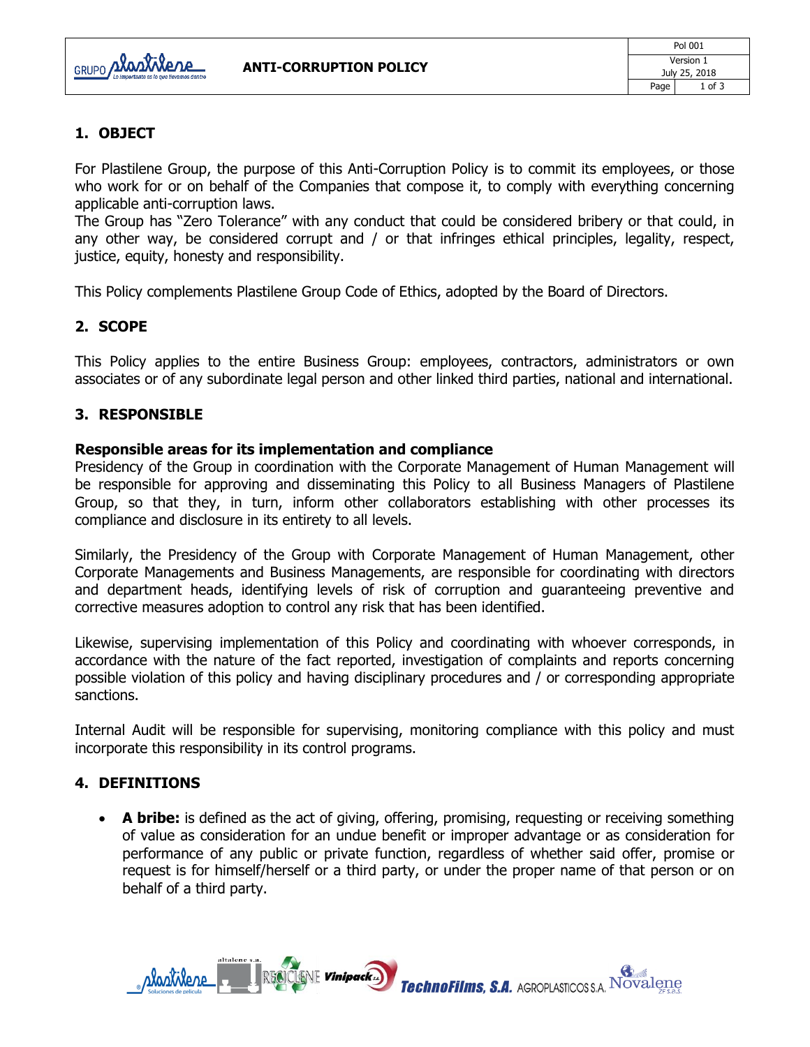# ANTI-CORRUPTION POLICY

## 1. OBJECT

For Plastilene Group, the purpose of this Anti-Corruption Policy is to commit its employees, or those who work for or on behalf of the Companies that compose it, to comply with everything concerning applicable anti-corruption laws.
The Group has "Zero Tolerance" with any conduct that could be considered bribery or that could, in any other way, be considered corrupt and / or that infringes ethical principles, legality, respect, justice, equity, honesty and responsibility.

This Policy complements Plastilene Group Code of Ethics, adopted by the Board of Directors.

## 2. SCOPE

This Policy applies to the entire Business Group: employees, contractors, administrators or own associates or of any subordinate legal person and other linked third parties, national and international.

## 3. RESPONSIBLE

### Responsible areas for its implementation and compliance

Presidency of the Group in coordination with the Corporate Management of Human Management will be responsible for approving and disseminating this Policy to all Business Managers of Plastilene Group, so that they, in turn, inform other collaborators establishing with other processes its compliance and disclosure in its entirety to all levels.

Similarly, the Presidency of the Group with Corporate Management of Human Management, other Corporate Managements and Business Managements, are responsible for coordinating with directors and department heads, identifying levels of risk of corruption and guaranteeing preventive and corrective measures adoption to control any risk that has been identified.

Likewise, supervising implementation of this Policy and coordinating with whoever corresponds, in accordance with the nature of the fact reported, investigation of complaints and reports concerning possible violation of this policy and having disciplinary procedures and / or corresponding appropriate sanctions.

Internal Audit will be responsible for supervising, monitoring compliance with this policy and must incorporate this responsibility in its control programs.

## 4. DEFINITIONS

- **A bribe:** is defined as the act of giving, offering, promising, requesting or receiving something of value as consideration for an undue benefit or improper advantage or as consideration for performance of any public or private function, regardless of whether said offer, promise or request is for himself/herself or a third party, or under the proper name of that person or on behalf of a third party.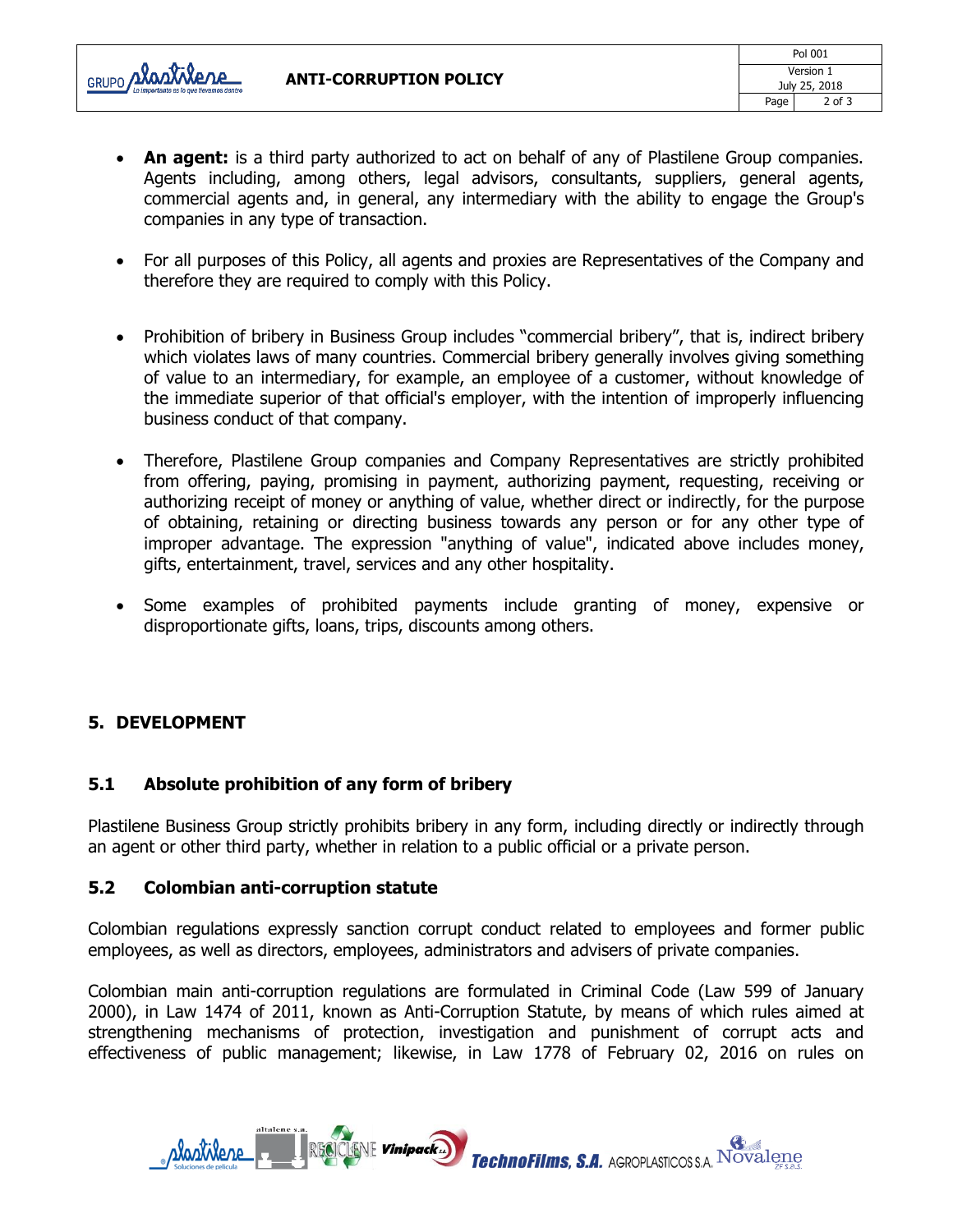- **An agent:** is a third party authorized to act on behalf of any of Plastilene Group companies. Agents including, among others, legal advisors, consultants, suppliers, general agents, commercial agents and, in general, any intermediary with the ability to engage the Group's companies in any type of transaction.

- For all purposes of this Policy, all agents and proxies are Representatives of the Company and therefore they are required to comply with this Policy.

- Prohibition of bribery in Business Group includes "commercial bribery", that is, indirect bribery which violates laws of many countries. Commercial bribery generally involves giving something of value to an intermediary, for example, an employee of a customer, without knowledge of the immediate superior of that official's employer, with the intention of improperly influencing business conduct of that company.

- Therefore, Plastilene Group companies and Company Representatives are strictly prohibited from offering, paying, promising in payment, authorizing payment, requesting, receiving or authorizing receipt of money or anything of value, whether direct or indirectly, for the purpose of obtaining, retaining or directing business towards any person or for any other type of improper advantage. The expression "anything of value", indicated above includes money, gifts, entertainment, travel, services and any other hospitality.

- Some examples of prohibited payments include granting of money, expensive or disproportionate gifts, loans, trips, discounts among others.

## 5. DEVELOPMENT

### 5.1 Absolute prohibition of any form of bribery

Plastilene Business Group strictly prohibits bribery in any form, including directly or indirectly through an agent or other third party, whether in relation to a public official or a private person.

### 5.2 Colombian anti-corruption statute

Colombian regulations expressly sanction corrupt conduct related to employees and former public employees, as well as directors, employees, administrators and advisers of private companies.

Colombian main anti-corruption regulations are formulated in Criminal Code (Law 599 of January 2000), in Law 1474 of 2011, known as Anti-Corruption Statute, by means of which rules aimed at strengthening mechanisms of protection, investigation and punishment of corrupt acts and effectiveness of public management; likewise, in Law 1778 of February 02, 2016 on rules on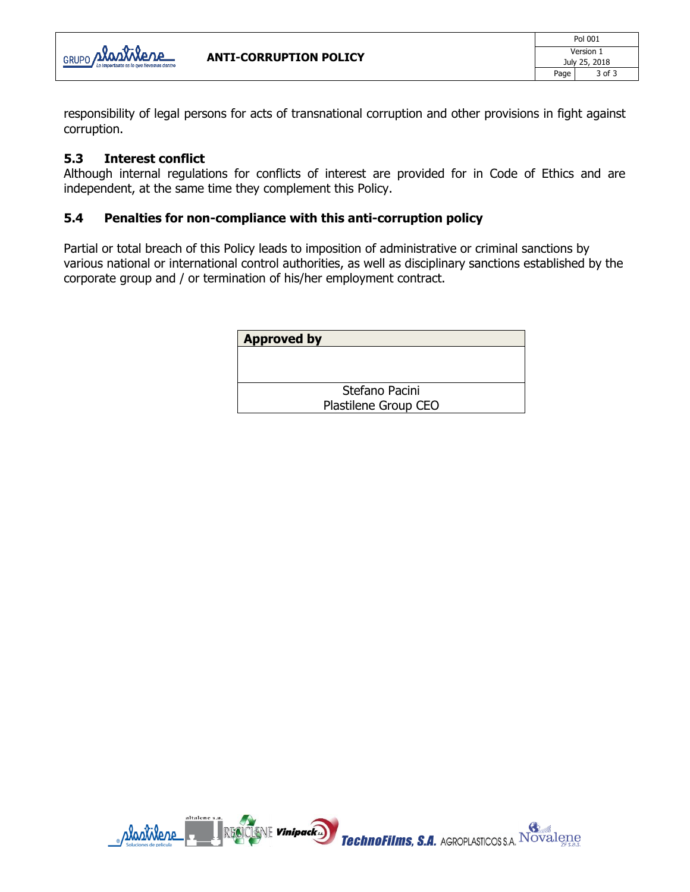responsibility of legal persons for acts of transnational corruption and other provisions in fight against corruption.

### 5.3 Interest conflict

Although internal regulations for conflicts of interest are provided for in Code of Ethics and are independent, at the same time they complement this Policy.

### 5.4 Penalties for non-compliance with this anti-corruption policy

Partial or total breach of this Policy leads to imposition of administrative or criminal sanctions by various national or international control authorities, as well as disciplinary sanctions established by the corporate group and / or termination of his/her employment contract.

| **Approved by** |
| --- |
| |
| Stefano Pacini<br>Plastilene Group CEO |